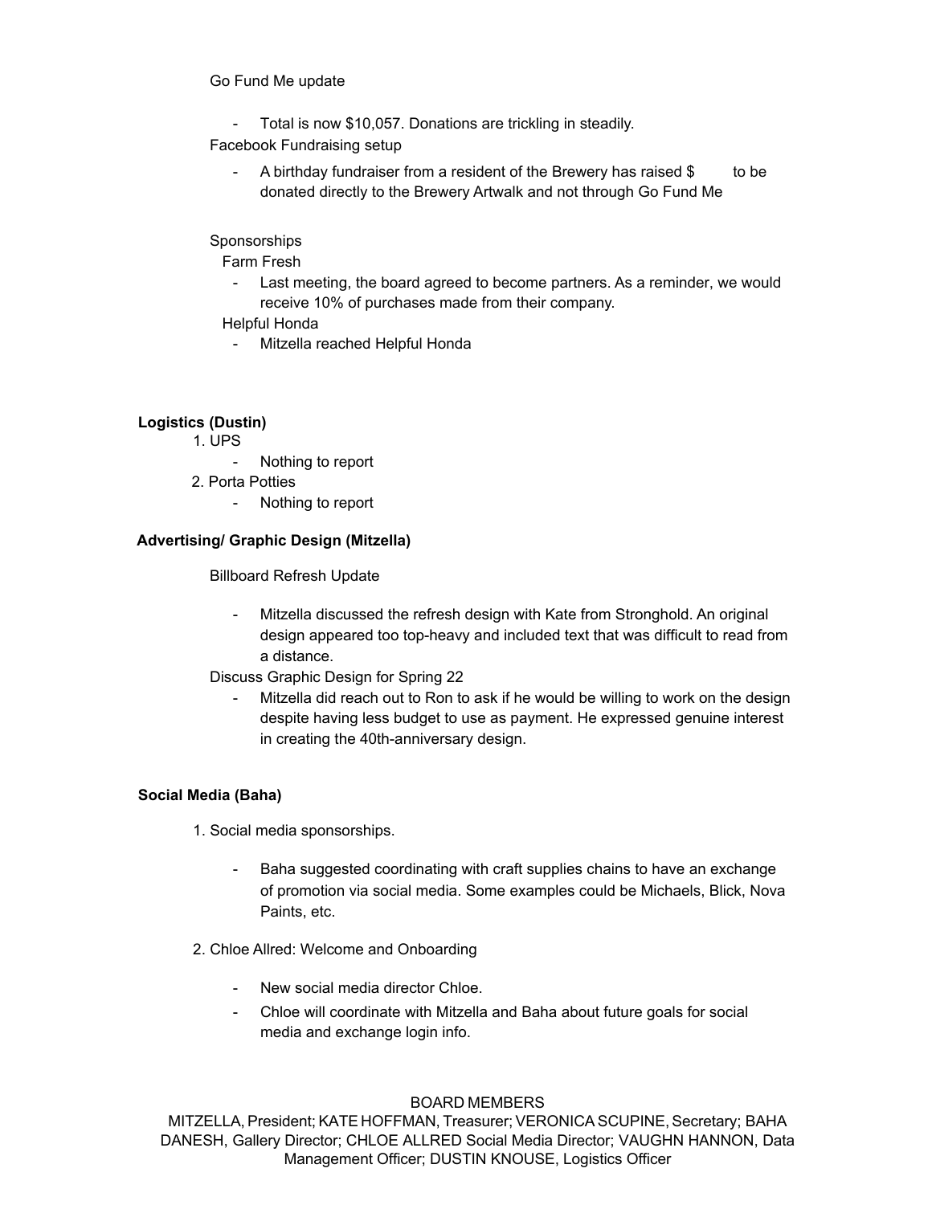Go Fund Me update

- Total is now $10,057. Donations are trickling in steadily.

Facebook Fundraising setup

- A birthday fundraiser from a resident of the Brewery has raised $ to be donated directly to the Brewery Artwalk and not through Go Fund Me

Sponsorships

Farm Fresh

- Last meeting, the board agreed to become partners. As a reminder, we would receive 10% of purchases made from their company.

Helpful Honda

- Mitzella reached Helpful Honda

**Logistics (Dustin)**

1. UPS
   - Nothing to report
2. Porta Potties
   - Nothing to report

**Advertising/ Graphic Design (Mitzella)**

Billboard Refresh Update

- Mitzella discussed the refresh design with Kate from Stronghold. An original design appeared too top-heavy and included text that was difficult to read from a distance.

Discuss Graphic Design for Spring 22

- Mitzella did reach out to Ron to ask if he would be willing to work on the design despite having less budget to use as payment. He expressed genuine interest in creating the 40th-anniversary design.

**Social Media (Baha)**

1. Social media sponsorships.
   - Baha suggested coordinating with craft supplies chains to have an exchange of promotion via social media. Some examples could be Michaels, Blick, Nova Paints, etc.
2. Chloe Allred: Welcome and Onboarding
   - New social media director Chloe.
   - Chloe will coordinate with Mitzella and Baha about future goals for social media and exchange login info.

BOARD MEMBERS

MITZELLA, President; KATE HOFFMAN, Treasurer; VERONICA SCUPINE, Secretary; BAHA DANESH, Gallery Director; CHLOE ALLRED Social Media Director; VAUGHN HANNON, Data Management Officer; DUSTIN KNOUSE, Logistics Officer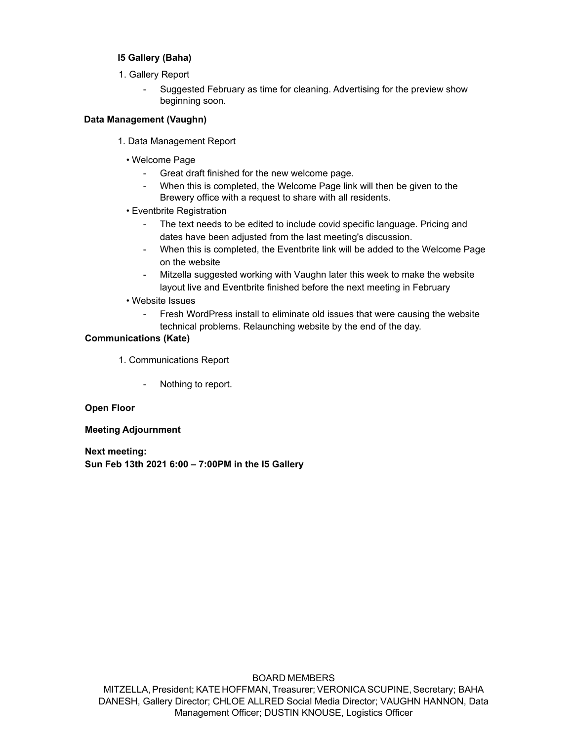**I5 Gallery (Baha)**

1. Gallery Report
   - Suggested February as time for cleaning. Advertising for the preview show beginning soon.

**Data Management (Vaughn)**

1. Data Management Report
   - Welcome Page
     - Great draft finished for the new welcome page.
     - When this is completed, the Welcome Page link will then be given to the Brewery office with a request to share with all residents.
   - Eventbrite Registration
     - The text needs to be edited to include covid specific language. Pricing and dates have been adjusted from the last meeting's discussion.
     - When this is completed, the Eventbrite link will be added to the Welcome Page on the website
     - Mitzella suggested working with Vaughn later this week to make the website layout live and Eventbrite finished before the next meeting in February
   - Website Issues
     - Fresh WordPress install to eliminate old issues that were causing the website technical problems. Relaunching website by the end of the day.

**Communications (Kate)**

1. Communications Report
   - Nothing to report.

**Open Floor**

**Meeting Adjournment**

**Next meeting:**
**Sun Feb 13th 2021 6:00 – 7:00PM in the I5 Gallery**

BOARD MEMBERS
MITZELLA, President; KATE HOFFMAN, Treasurer; VERONICA SCUPINE, Secretary; BAHA DANESH, Gallery Director; CHLOE ALLRED Social Media Director; VAUGHN HANNON, Data Management Officer; DUSTIN KNOUSE, Logistics Officer